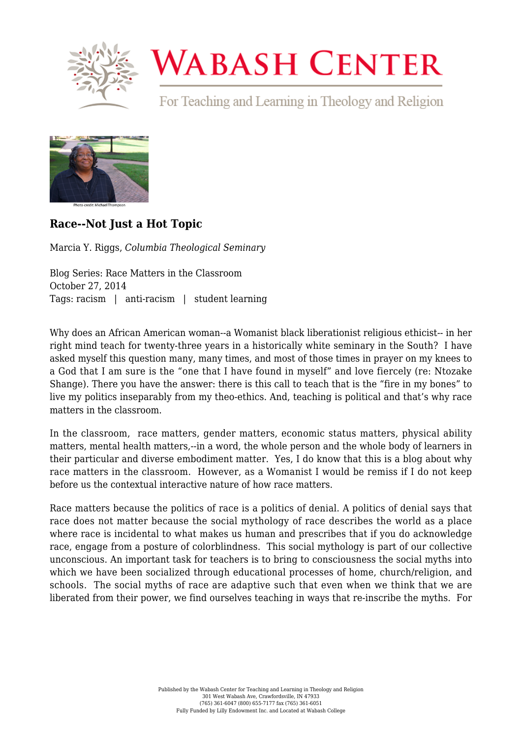# Race--Not Just a Hot Topic

Marcia Y. Riggs, *Columbia Theological Seminary*

Blog Series: Race Matters in the Classroom
October 27, 2014
Tags: racism | anti-racism | student learning

Why does an African American woman--a Womanist black liberationist religious ethicist-- in her right mind teach for twenty-three years in a historically white seminary in the South? I have asked myself this question many, many times, and most of those times in prayer on my knees to a God that I am sure is the "one that I have found in myself" and love fiercely (re: Ntozake Shange). There you have the answer: there is this call to teach that is the "fire in my bones" to live my politics inseparably from my theo-ethics. And, teaching is political and that's why race matters in the classroom.

In the classroom, race matters, gender matters, economic status matters, physical ability matters, mental health matters,--in a word, the whole person and the whole body of learners in their particular and diverse embodiment matter. Yes, I do know that this is a blog about why race matters in the classroom. However, as a Womanist I would be remiss if I do not keep before us the contextual interactive nature of how race matters.

Race matters because the politics of race is a politics of denial. A politics of denial says that race does not matter because the social mythology of race describes the world as a place where race is incidental to what makes us human and prescribes that if you do acknowledge race, engage from a posture of colorblindness. This social mythology is part of our collective unconscious. An important task for teachers is to bring to consciousness the social myths into which we have been socialized through educational processes of home, church/religion, and schools. The social myths of race are adaptive such that even when we think that we are liberated from their power, we find ourselves teaching in ways that re-inscribe the myths. For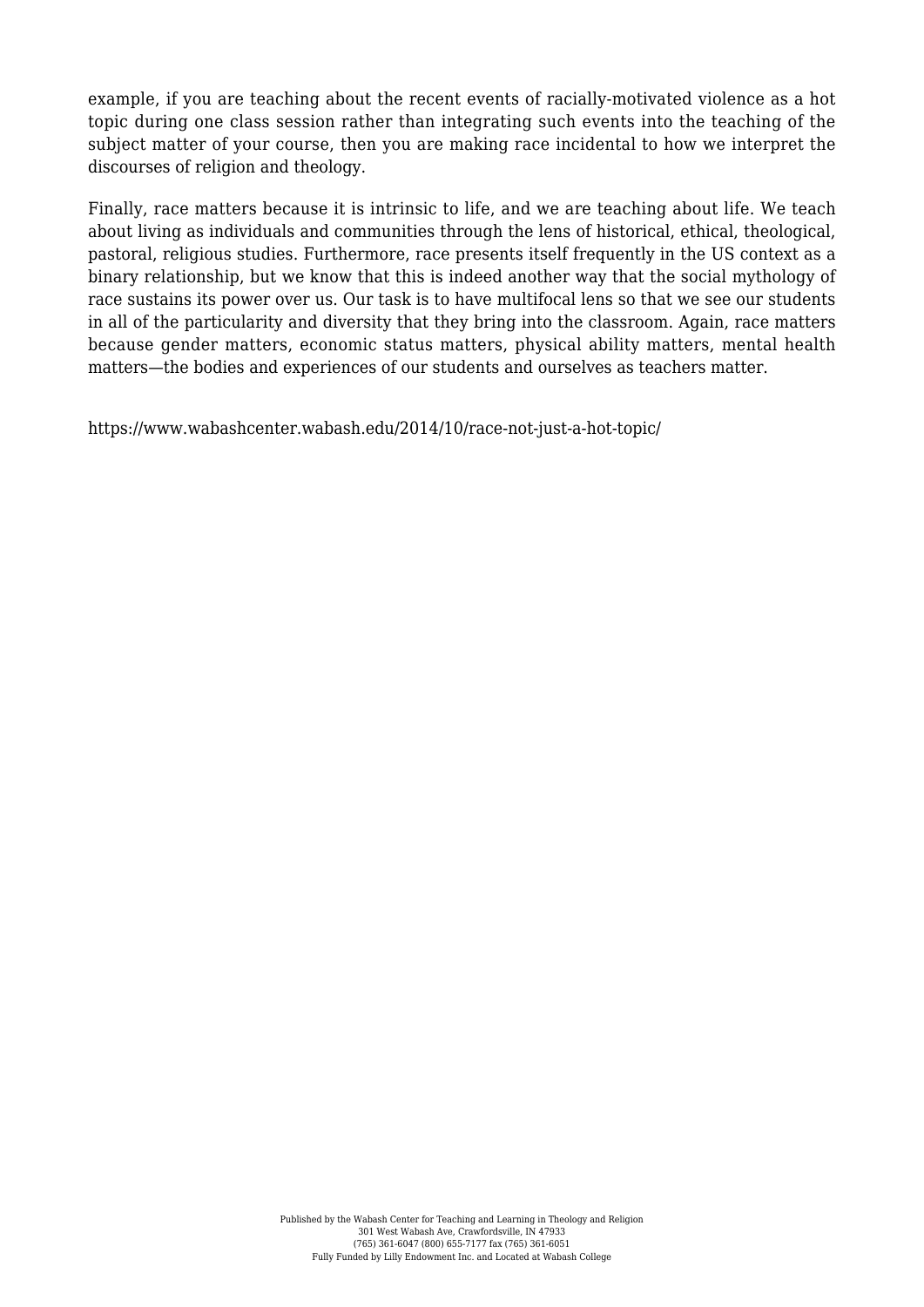example, if you are teaching about the recent events of racially-motivated violence as a hot topic during one class session rather than integrating such events into the teaching of the subject matter of your course, then you are making race incidental to how we interpret the discourses of religion and theology.

Finally, race matters because it is intrinsic to life, and we are teaching about life. We teach about living as individuals and communities through the lens of historical, ethical, theological, pastoral, religious studies. Furthermore, race presents itself frequently in the US context as a binary relationship, but we know that this is indeed another way that the social mythology of race sustains its power over us. Our task is to have multifocal lens so that we see our students in all of the particularity and diversity that they bring into the classroom. Again, race matters because gender matters, economic status matters, physical ability matters, mental health matters—the bodies and experiences of our students and ourselves as teachers matter.

https://www.wabashcenter.wabash.edu/2014/10/race-not-just-a-hot-topic/